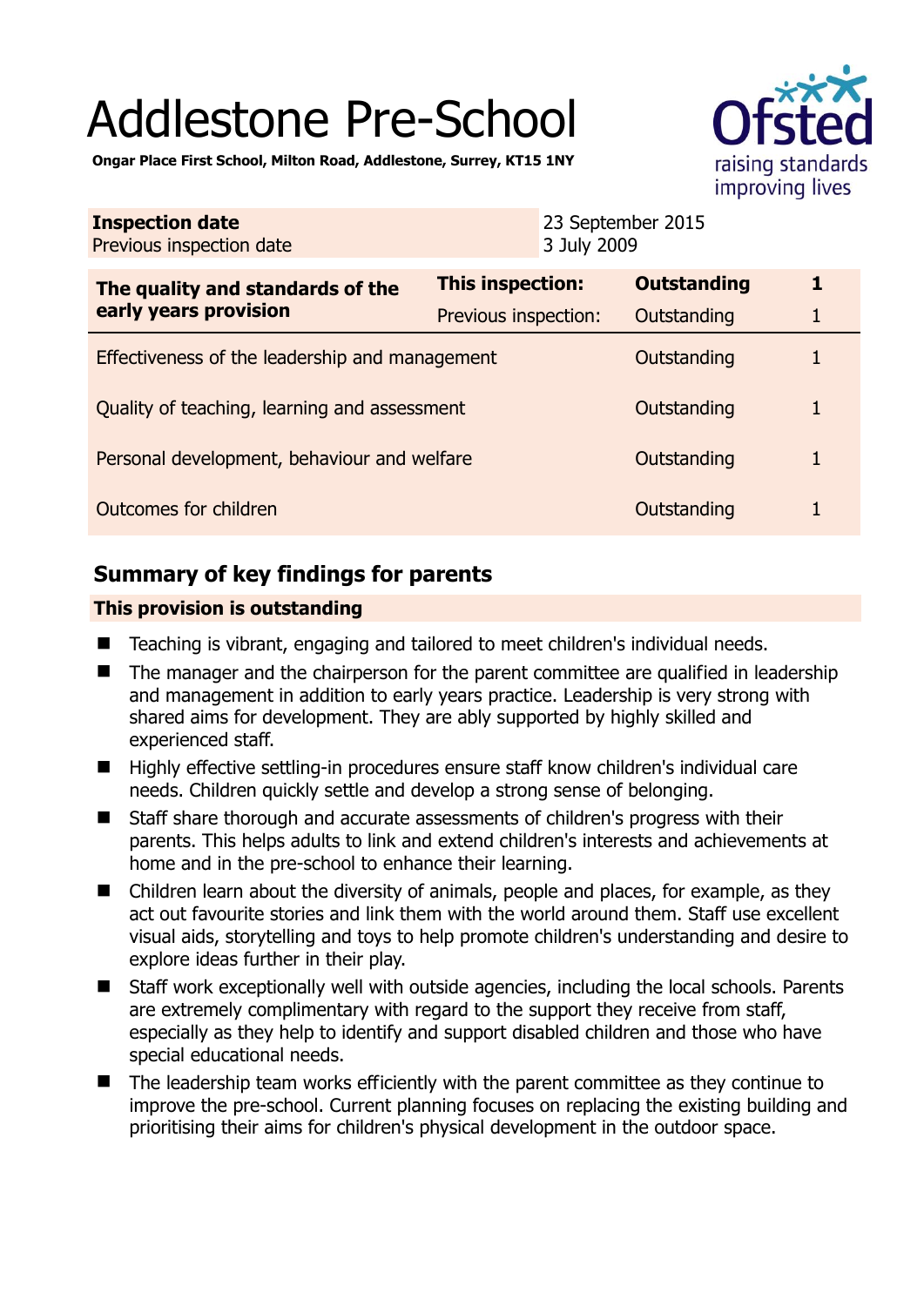# Addlestone Pre-School

**Ongar Place First School, Milton Road, Addlestone, Surrey, KT15 1NY**

| **Inspection date** | 23 September 2015 |
|---|---|
| Previous inspection date | 3 July 2009 |

| **The quality and standards of the early years provision** | **This inspection:** | **Outstanding** | **1** |
|---|---|---|---|
| | Previous inspection: | Outstanding | 1 |
| Effectiveness of the leadership and management | | Outstanding | 1 |
| Quality of teaching, learning and assessment | | Outstanding | 1 |
| Personal development, behaviour and welfare | | Outstanding | 1 |
| Outcomes for children | | Outstanding | 1 |

## Summary of key findings for parents

**This provision is outstanding**

- Teaching is vibrant, engaging and tailored to meet children's individual needs.
- The manager and the chairperson for the parent committee are qualified in leadership and management in addition to early years practice. Leadership is very strong with shared aims for development. They are ably supported by highly skilled and experienced staff.
- Highly effective settling-in procedures ensure staff know children's individual care needs. Children quickly settle and develop a strong sense of belonging.
- Staff share thorough and accurate assessments of children's progress with their parents. This helps adults to link and extend children's interests and achievements at home and in the pre-school to enhance their learning.
- Children learn about the diversity of animals, people and places, for example, as they act out favourite stories and link them with the world around them. Staff use excellent visual aids, storytelling and toys to help promote children's understanding and desire to explore ideas further in their play.
- Staff work exceptionally well with outside agencies, including the local schools. Parents are extremely complimentary with regard to the support they receive from staff, especially as they help to identify and support disabled children and those who have special educational needs.
- The leadership team works efficiently with the parent committee as they continue to improve the pre-school. Current planning focuses on replacing the existing building and prioritising their aims for children's physical development in the outdoor space.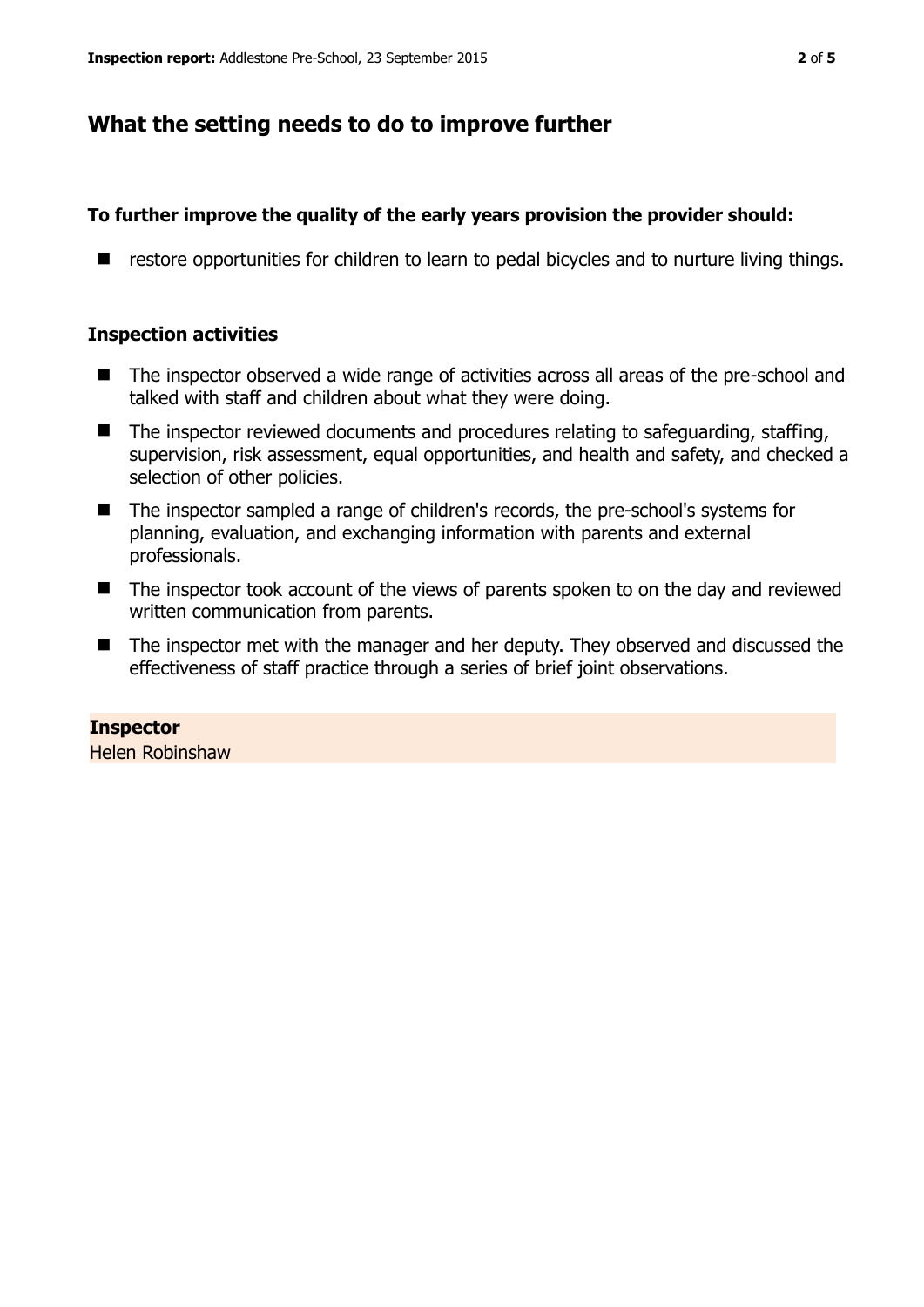## What the setting needs to do to improve further

**To further improve the quality of the early years provision the provider should:**

- restore opportunities for children to learn to pedal bicycles and to nurture living things.

### Inspection activities

- The inspector observed a wide range of activities across all areas of the pre-school and talked with staff and children about what they were doing.
- The inspector reviewed documents and procedures relating to safeguarding, staffing, supervision, risk assessment, equal opportunities, and health and safety, and checked a selection of other policies.
- The inspector sampled a range of children's records, the pre-school's systems for planning, evaluation, and exchanging information with parents and external professionals.
- The inspector took account of the views of parents spoken to on the day and reviewed written communication from parents.
- The inspector met with the manager and her deputy. They observed and discussed the effectiveness of staff practice through a series of brief joint observations.

**Inspector**
Helen Robinshaw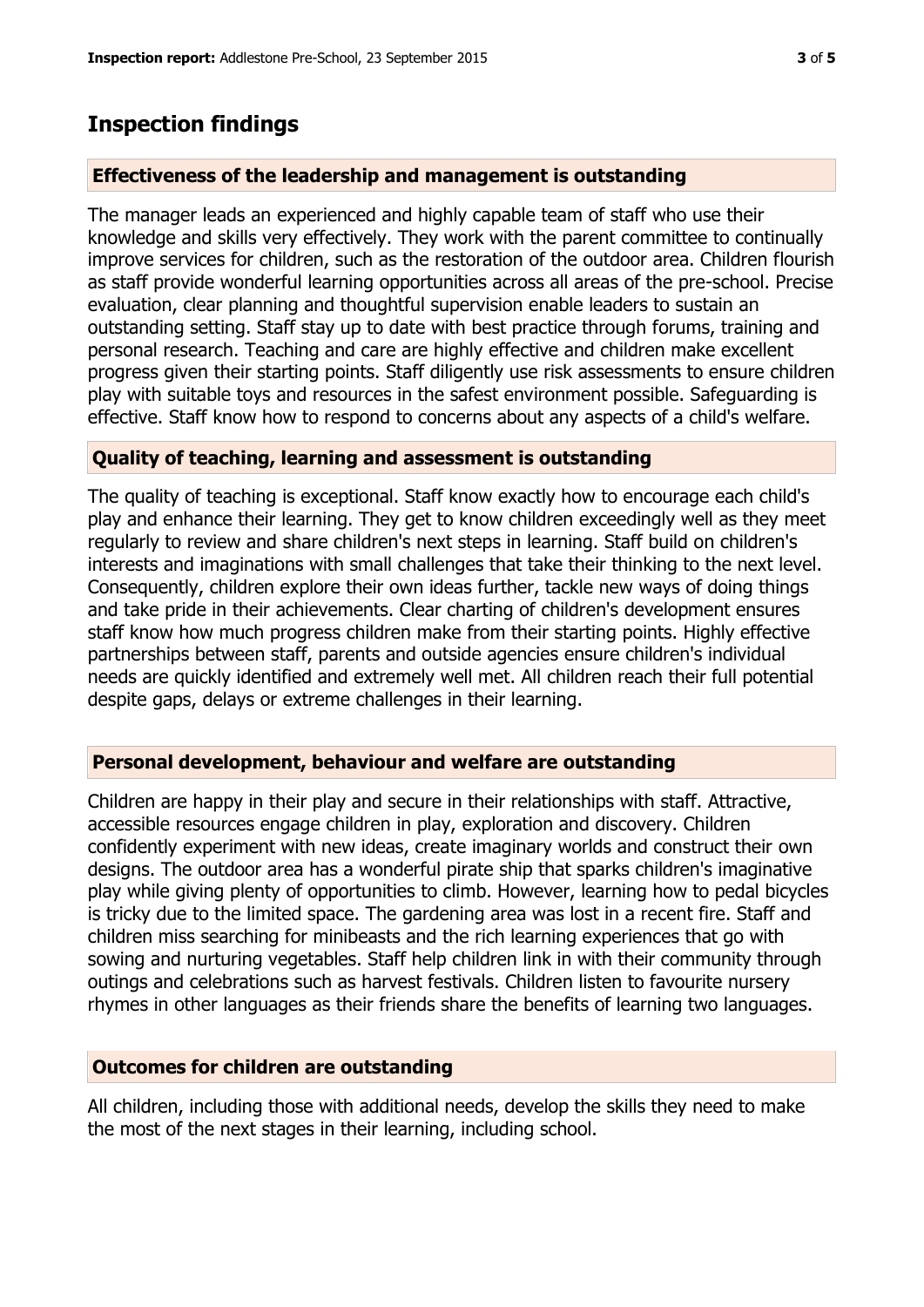## Inspection findings

### Effectiveness of the leadership and management is outstanding

The manager leads an experienced and highly capable team of staff who use their knowledge and skills very effectively. They work with the parent committee to continually improve services for children, such as the restoration of the outdoor area. Children flourish as staff provide wonderful learning opportunities across all areas of the pre-school. Precise evaluation, clear planning and thoughtful supervision enable leaders to sustain an outstanding setting. Staff stay up to date with best practice through forums, training and personal research. Teaching and care are highly effective and children make excellent progress given their starting points. Staff diligently use risk assessments to ensure children play with suitable toys and resources in the safest environment possible. Safeguarding is effective. Staff know how to respond to concerns about any aspects of a child's welfare.

### Quality of teaching, learning and assessment is outstanding

The quality of teaching is exceptional. Staff know exactly how to encourage each child's play and enhance their learning. They get to know children exceedingly well as they meet regularly to review and share children's next steps in learning. Staff build on children's interests and imaginations with small challenges that take their thinking to the next level. Consequently, children explore their own ideas further, tackle new ways of doing things and take pride in their achievements. Clear charting of children's development ensures staff know how much progress children make from their starting points. Highly effective partnerships between staff, parents and outside agencies ensure children's individual needs are quickly identified and extremely well met. All children reach their full potential despite gaps, delays or extreme challenges in their learning.

### Personal development, behaviour and welfare are outstanding

Children are happy in their play and secure in their relationships with staff. Attractive, accessible resources engage children in play, exploration and discovery. Children confidently experiment with new ideas, create imaginary worlds and construct their own designs. The outdoor area has a wonderful pirate ship that sparks children's imaginative play while giving plenty of opportunities to climb. However, learning how to pedal bicycles is tricky due to the limited space. The gardening area was lost in a recent fire. Staff and children miss searching for minibeasts and the rich learning experiences that go with sowing and nurturing vegetables. Staff help children link in with their community through outings and celebrations such as harvest festivals. Children listen to favourite nursery rhymes in other languages as their friends share the benefits of learning two languages.

### Outcomes for children are outstanding

All children, including those with additional needs, develop the skills they need to make the most of the next stages in their learning, including school.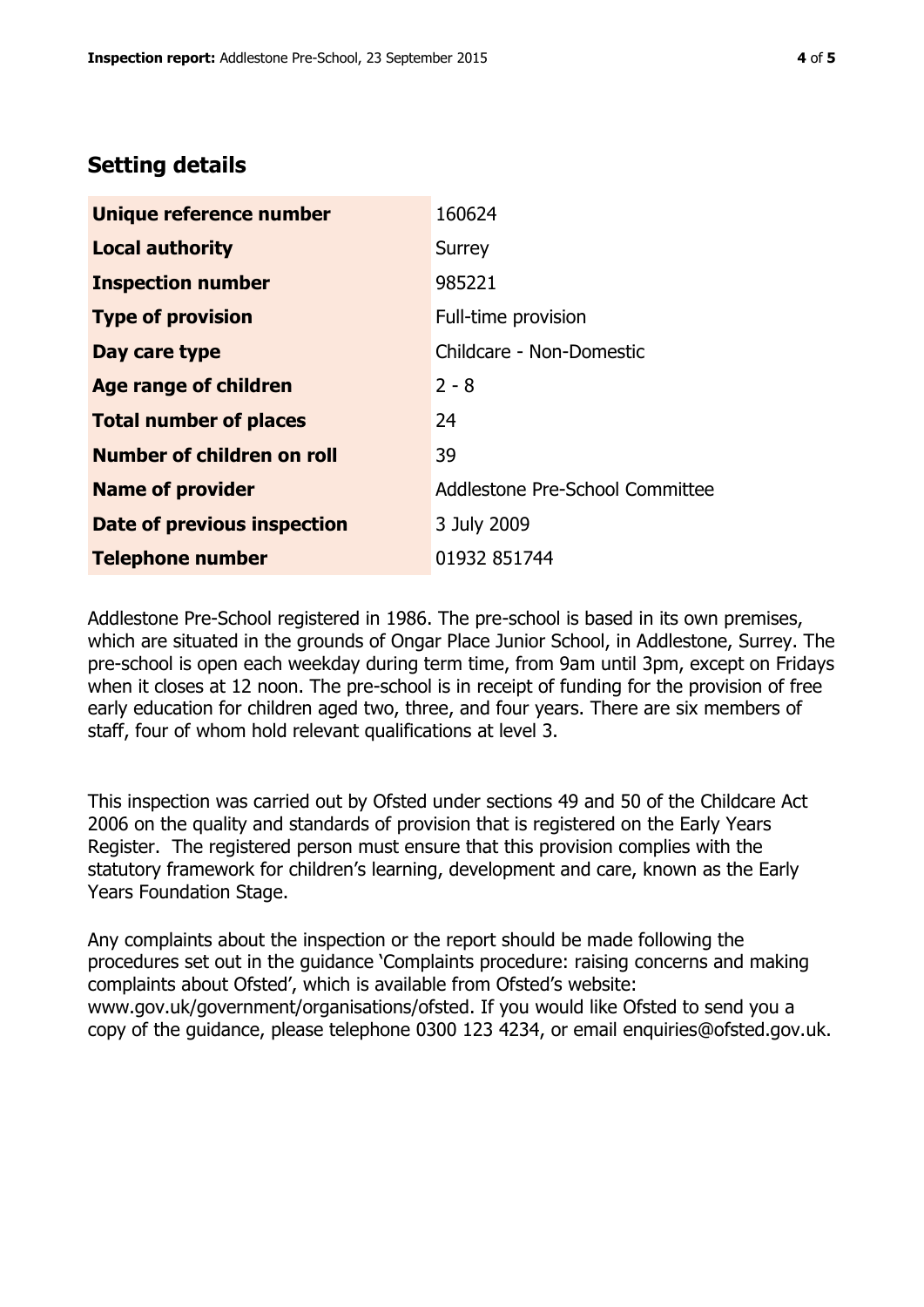## Setting details

| | |
|---|---|
| **Unique reference number** | 160624 |
| **Local authority** | Surrey |
| **Inspection number** | 985221 |
| **Type of provision** | Full-time provision |
| **Day care type** | Childcare - Non-Domestic |
| **Age range of children** | 2 - 8 |
| **Total number of places** | 24 |
| **Number of children on roll** | 39 |
| **Name of provider** | Addlestone Pre-School Committee |
| **Date of previous inspection** | 3 July 2009 |
| **Telephone number** | 01932 851744 |

Addlestone Pre-School registered in 1986. The pre-school is based in its own premises, which are situated in the grounds of Ongar Place Junior School, in Addlestone, Surrey. The pre-school is open each weekday during term time, from 9am until 3pm, except on Fridays when it closes at 12 noon. The pre-school is in receipt of funding for the provision of free early education for children aged two, three, and four years. There are six members of staff, four of whom hold relevant qualifications at level 3.

This inspection was carried out by Ofsted under sections 49 and 50 of the Childcare Act 2006 on the quality and standards of provision that is registered on the Early Years Register. The registered person must ensure that this provision complies with the statutory framework for children's learning, development and care, known as the Early Years Foundation Stage.

Any complaints about the inspection or the report should be made following the procedures set out in the guidance 'Complaints procedure: raising concerns and making complaints about Ofsted', which is available from Ofsted's website: www.gov.uk/government/organisations/ofsted. If you would like Ofsted to send you a copy of the guidance, please telephone 0300 123 4234, or email enquiries@ofsted.gov.uk.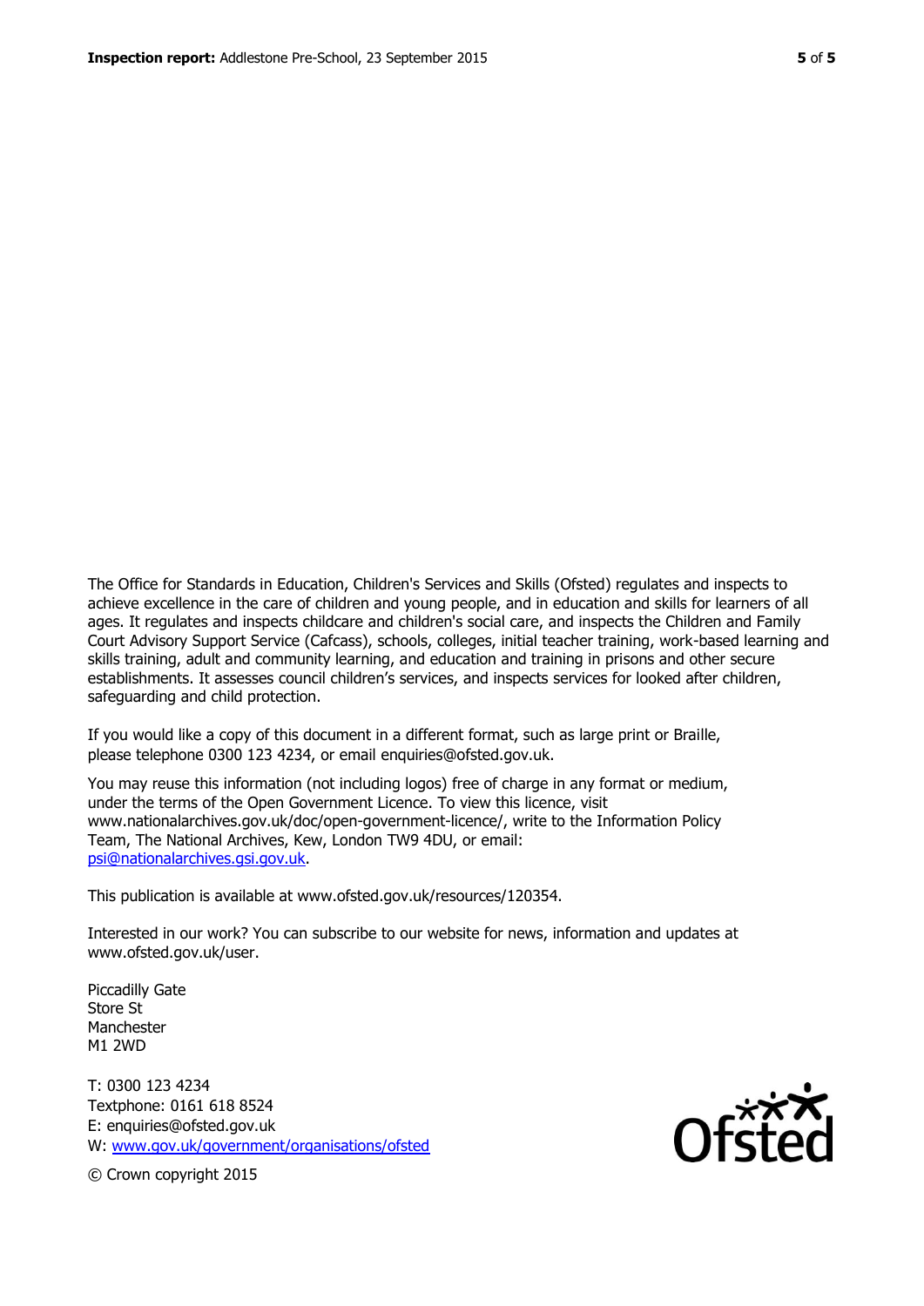The Office for Standards in Education, Children's Services and Skills (Ofsted) regulates and inspects to achieve excellence in the care of children and young people, and in education and skills for learners of all ages. It regulates and inspects childcare and children's social care, and inspects the Children and Family Court Advisory Support Service (Cafcass), schools, colleges, initial teacher training, work-based learning and skills training, adult and community learning, and education and training in prisons and other secure establishments. It assesses council children's services, and inspects services for looked after children, safeguarding and child protection.

If you would like a copy of this document in a different format, such as large print or Braille, please telephone 0300 123 4234, or email enquiries@ofsted.gov.uk.

You may reuse this information (not including logos) free of charge in any format or medium, under the terms of the Open Government Licence. To view this licence, visit www.nationalarchives.gov.uk/doc/open-government-licence/, write to the Information Policy Team, The National Archives, Kew, London TW9 4DU, or email: psi@nationalarchives.gsi.gov.uk.

This publication is available at www.ofsted.gov.uk/resources/120354.

Interested in our work? You can subscribe to our website for news, information and updates at www.ofsted.gov.uk/user.

Piccadilly Gate
Store St
Manchester
M1 2WD

T: 0300 123 4234
Textphone: 0161 618 8524
E: enquiries@ofsted.gov.uk
W: www.gov.uk/government/organisations/ofsted

© Crown copyright 2015